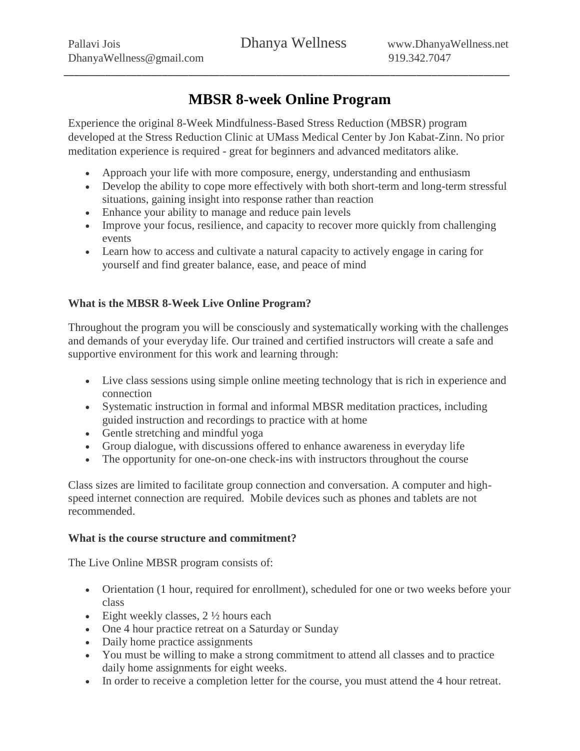Pallavi Jois | Dhanya Wellness | www.DhanyaWellness.net
DhanyaWellness@gmail.com | 919.342.7047

---

# MBSR 8-week Online Program

Experience the original 8-Week Mindfulness-Based Stress Reduction (MBSR) program developed at the Stress Reduction Clinic at UMass Medical Center by Jon Kabat-Zinn. No prior meditation experience is required - great for beginners and advanced meditators alike.

- Approach your life with more composure, energy, understanding and enthusiasm
- Develop the ability to cope more effectively with both short-term and long-term stressful situations, gaining insight into response rather than reaction
- Enhance your ability to manage and reduce pain levels
- Improve your focus, resilience, and capacity to recover more quickly from challenging events
- Learn how to access and cultivate a natural capacity to actively engage in caring for yourself and find greater balance, ease, and peace of mind

**What is the MBSR 8-Week Live Online Program?**

Throughout the program you will be consciously and systematically working with the challenges and demands of your everyday life. Our trained and certified instructors will create a safe and supportive environment for this work and learning through:

- Live class sessions using simple online meeting technology that is rich in experience and connection
- Systematic instruction in formal and informal MBSR meditation practices, including guided instruction and recordings to practice with at home
- Gentle stretching and mindful yoga
- Group dialogue, with discussions offered to enhance awareness in everyday life
- The opportunity for one-on-one check-ins with instructors throughout the course

Class sizes are limited to facilitate group connection and conversation. A computer and high-speed internet connection are required. Mobile devices such as phones and tablets are not recommended.

**What is the course structure and commitment?**

The Live Online MBSR program consists of:

- Orientation (1 hour, required for enrollment), scheduled for one or two weeks before your class
- Eight weekly classes, 2 ½ hours each
- One 4 hour practice retreat on a Saturday or Sunday
- Daily home practice assignments
- You must be willing to make a strong commitment to attend all classes and to practice daily home assignments for eight weeks.
- In order to receive a completion letter for the course, you must attend the 4 hour retreat.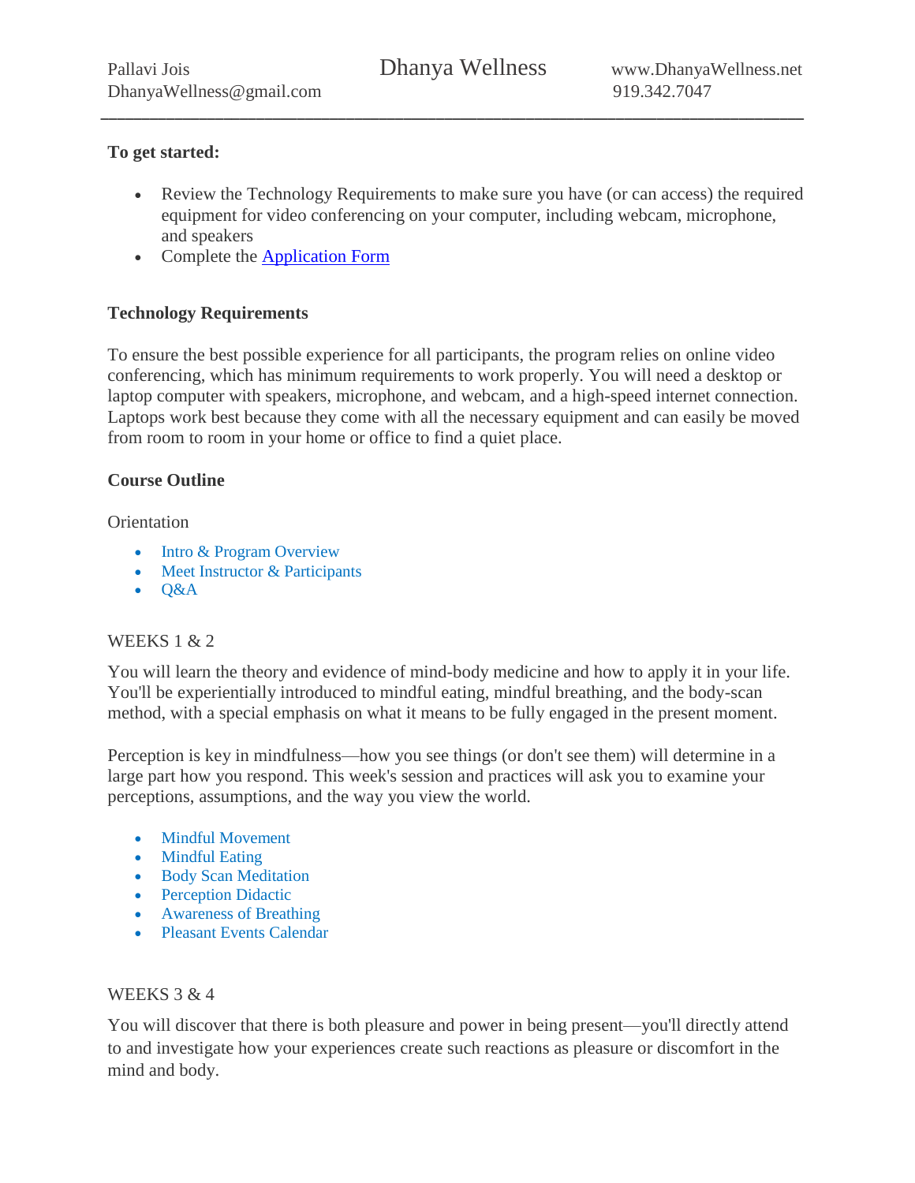**To get started:**

- Review the Technology Requirements to make sure you have (or can access) the required equipment for video conferencing on your computer, including webcam, microphone, and speakers
- Complete the Application Form

**Technology Requirements**

To ensure the best possible experience for all participants, the program relies on online video conferencing, which has minimum requirements to work properly. You will need a desktop or laptop computer with speakers, microphone, and webcam, and a high-speed internet connection. Laptops work best because they come with all the necessary equipment and can easily be moved from room to room in your home or office to find a quiet place.

**Course Outline**

Orientation

- Intro & Program Overview
- Meet Instructor & Participants
- Q&A

WEEKS 1 & 2

You will learn the theory and evidence of mind-body medicine and how to apply it in your life. You'll be experientially introduced to mindful eating, mindful breathing, and the body-scan method, with a special emphasis on what it means to be fully engaged in the present moment.

Perception is key in mindfulness—how you see things (or don't see them) will determine in a large part how you respond. This week's session and practices will ask you to examine your perceptions, assumptions, and the way you view the world.

- Mindful Movement
- Mindful Eating
- Body Scan Meditation
- Perception Didactic
- Awareness of Breathing
- Pleasant Events Calendar

WEEKS 3 & 4

You will discover that there is both pleasure and power in being present—you'll directly attend to and investigate how your experiences create such reactions as pleasure or discomfort in the mind and body.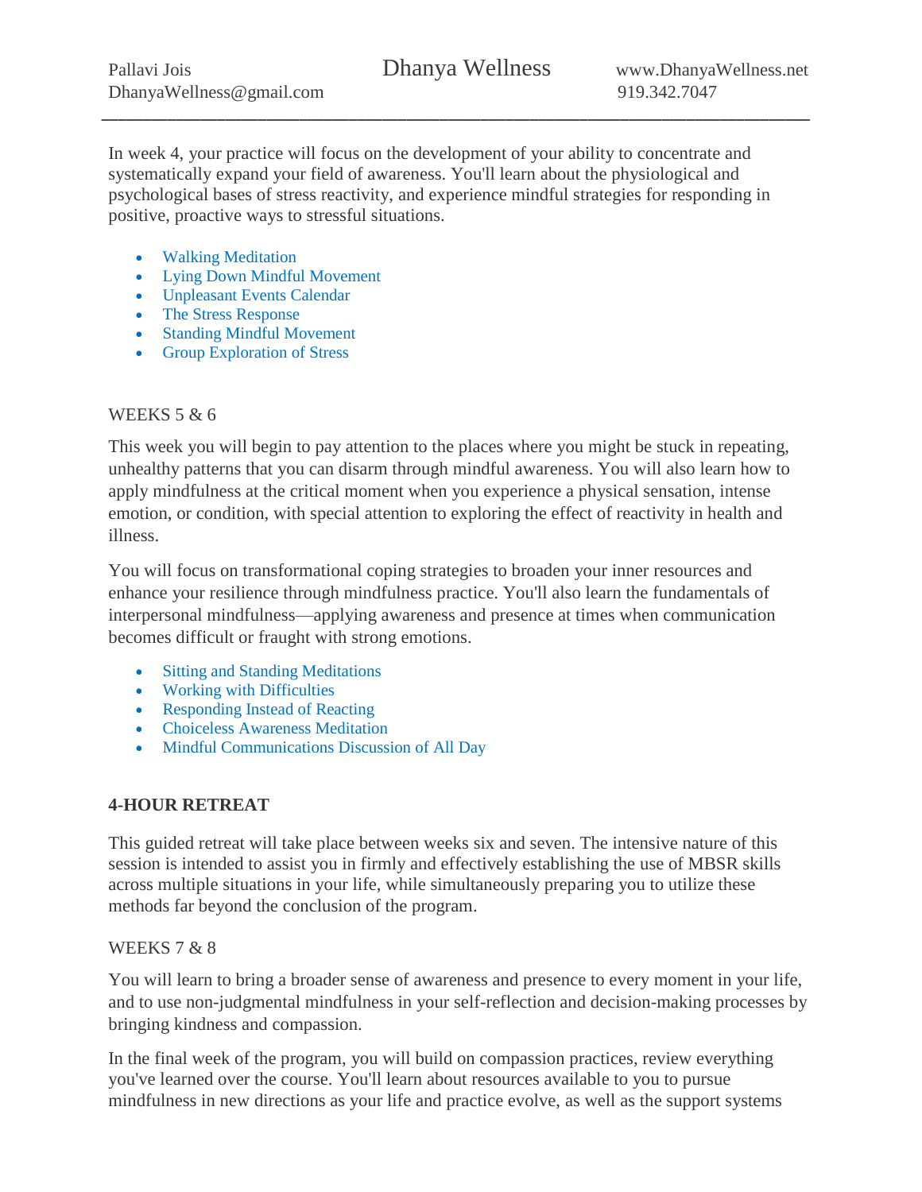In week 4, your practice will focus on the development of your ability to concentrate and systematically expand your field of awareness. You'll learn about the physiological and psychological bases of stress reactivity, and experience mindful strategies for responding in positive, proactive ways to stressful situations.

- Walking Meditation
- Lying Down Mindful Movement
- Unpleasant Events Calendar
- The Stress Response
- Standing Mindful Movement
- Group Exploration of Stress

WEEKS 5 & 6

This week you will begin to pay attention to the places where you might be stuck in repeating, unhealthy patterns that you can disarm through mindful awareness. You will also learn how to apply mindfulness at the critical moment when you experience a physical sensation, intense emotion, or condition, with special attention to exploring the effect of reactivity in health and illness.

You will focus on transformational coping strategies to broaden your inner resources and enhance your resilience through mindfulness practice. You'll also learn the fundamentals of interpersonal mindfulness—applying awareness and presence at times when communication becomes difficult or fraught with strong emotions.

- Sitting and Standing Meditations
- Working with Difficulties
- Responding Instead of Reacting
- Choiceless Awareness Meditation
- Mindful Communications Discussion of All Day

**4-HOUR RETREAT**

This guided retreat will take place between weeks six and seven. The intensive nature of this session is intended to assist you in firmly and effectively establishing the use of MBSR skills across multiple situations in your life, while simultaneously preparing you to utilize these methods far beyond the conclusion of the program.

WEEKS 7 & 8

You will learn to bring a broader sense of awareness and presence to every moment in your life, and to use non-judgmental mindfulness in your self-reflection and decision-making processes by bringing kindness and compassion.

In the final week of the program, you will build on compassion practices, review everything you've learned over the course. You'll learn about resources available to you to pursue mindfulness in new directions as your life and practice evolve, as well as the support systems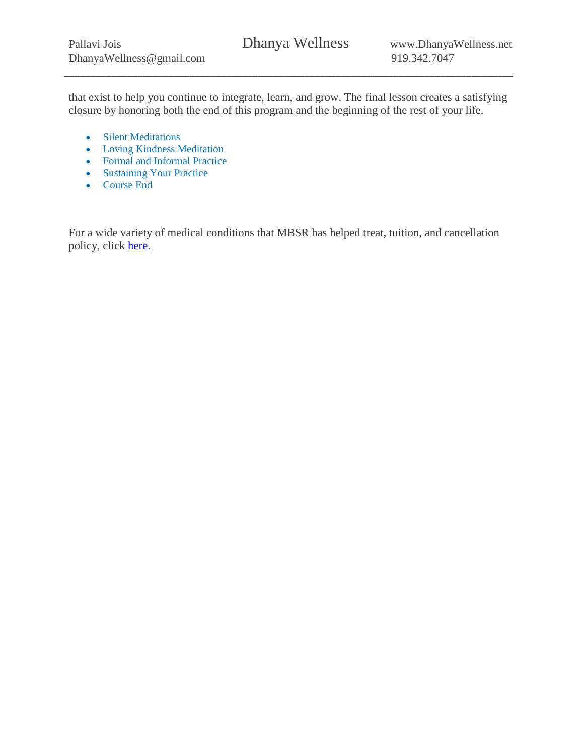that exist to help you continue to integrate, learn, and grow. The final lesson creates a satisfying closure by honoring both the end of this program and the beginning of the rest of your life.

- Silent Meditations
- Loving Kindness Meditation
- Formal and Informal Practice
- Sustaining Your Practice
- Course End

For a wide variety of medical conditions that MBSR has helped treat, tuition, and cancellation policy, click here.